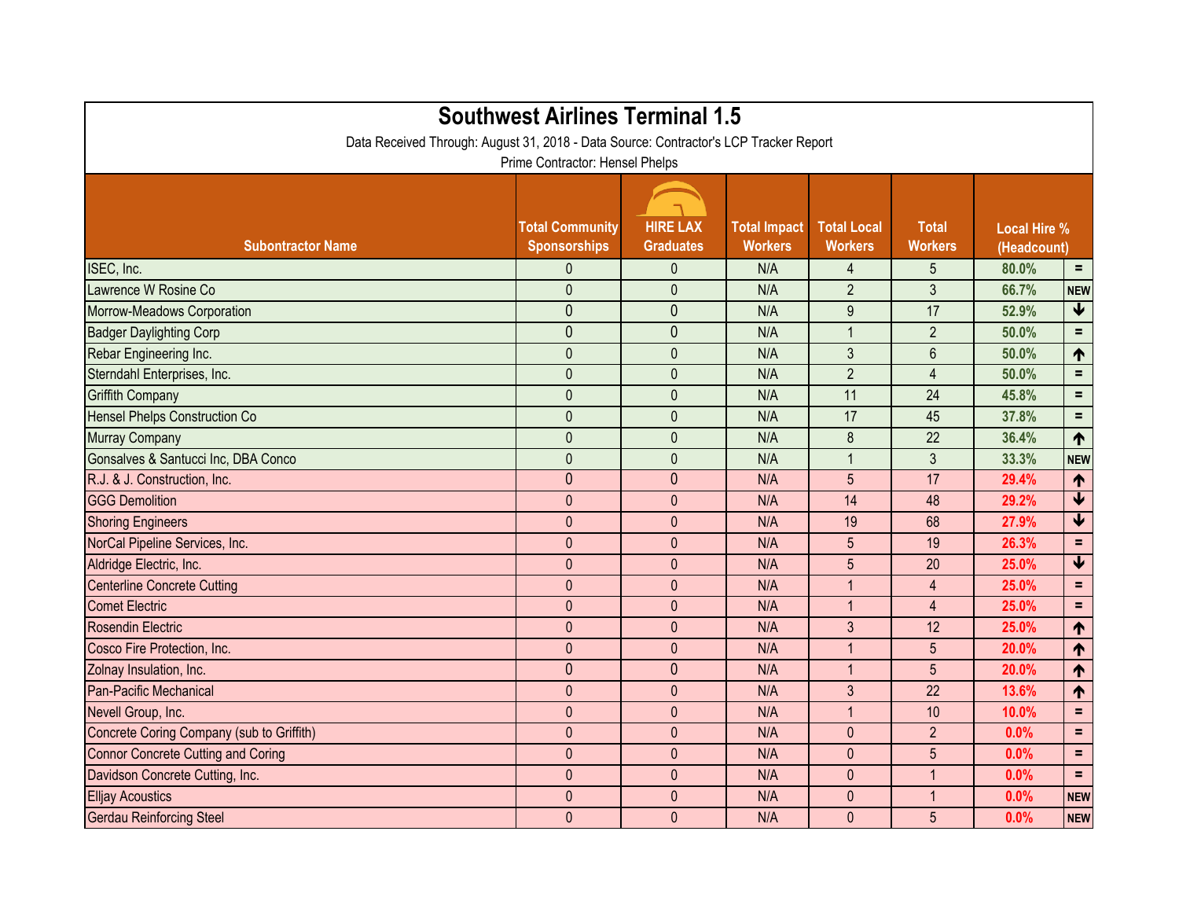# Southwest Airlines Terminal 1.5

Data Received Through: August 31, 2018 - Data Source: Contractor's LCP Tracker Report

Prime Contractor: Hensel Phelps

| Subontractor Name | Total Community Sponsorships | HIRE LAX Graduates | Total Impact Workers | Total Local Workers | Total Workers | Local Hire % (Headcount) | |
|---|---|---|---|---|---|---|---|
| ISEC, Inc. | 0 | 0 | N/A | 4 | 5 | 80.0% | = |
| Lawrence W Rosine Co | 0 | 0 | N/A | 2 | 3 | 66.7% | NEW |
| Morrow-Meadows Corporation | 0 | 0 | N/A | 9 | 17 | 52.9% | ↓ |
| Badger Daylighting Corp | 0 | 0 | N/A | 1 | 2 | 50.0% | = |
| Rebar Engineering Inc. | 0 | 0 | N/A | 3 | 6 | 50.0% | ↑ |
| Sterndahl Enterprises, Inc. | 0 | 0 | N/A | 2 | 4 | 50.0% | = |
| Griffith Company | 0 | 0 | N/A | 11 | 24 | 45.8% | = |
| Hensel Phelps Construction Co | 0 | 0 | N/A | 17 | 45 | 37.8% | = |
| Murray Company | 0 | 0 | N/A | 8 | 22 | 36.4% | ↑ |
| Gonsalves & Santucci Inc, DBA Conco | 0 | 0 | N/A | 1 | 3 | 33.3% | NEW |
| R.J. & J. Construction, Inc. | 0 | 0 | N/A | 5 | 17 | 29.4% | ↑ |
| GGG Demolition | 0 | 0 | N/A | 14 | 48 | 29.2% | ↓ |
| Shoring Engineers | 0 | 0 | N/A | 19 | 68 | 27.9% | ↓ |
| NorCal Pipeline Services, Inc. | 0 | 0 | N/A | 5 | 19 | 26.3% | = |
| Aldridge Electric, Inc. | 0 | 0 | N/A | 5 | 20 | 25.0% | ↓ |
| Centerline Concrete Cutting | 0 | 0 | N/A | 1 | 4 | 25.0% | = |
| Comet Electric | 0 | 0 | N/A | 1 | 4 | 25.0% | = |
| Rosendin Electric | 0 | 0 | N/A | 3 | 12 | 25.0% | ↑ |
| Cosco Fire Protection, Inc. | 0 | 0 | N/A | 1 | 5 | 20.0% | ↑ |
| Zolnay Insulation, Inc. | 0 | 0 | N/A | 1 | 5 | 20.0% | ↑ |
| Pan-Pacific Mechanical | 0 | 0 | N/A | 3 | 22 | 13.6% | ↑ |
| Nevell Group, Inc. | 0 | 0 | N/A | 1 | 10 | 10.0% | = |
| Concrete Coring Company (sub to Griffith) | 0 | 0 | N/A | 0 | 2 | 0.0% | = |
| Connor Concrete Cutting and Coring | 0 | 0 | N/A | 0 | 5 | 0.0% | = |
| Davidson Concrete Cutting, Inc. | 0 | 0 | N/A | 0 | 1 | 0.0% | = |
| Elljay Acoustics | 0 | 0 | N/A | 0 | 1 | 0.0% | NEW |
| Gerdau Reinforcing Steel | 0 | 0 | N/A | 0 | 5 | 0.0% | NEW |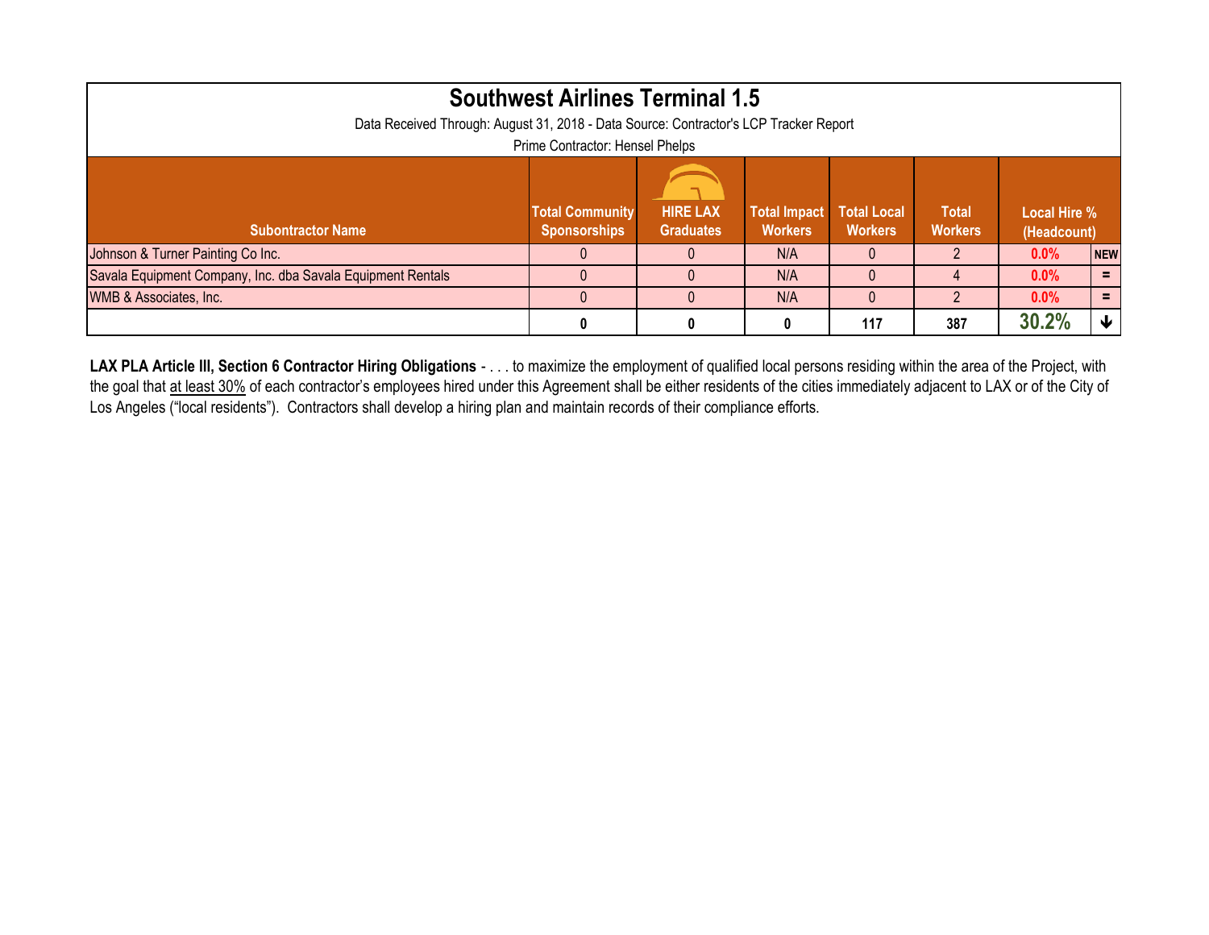# Southwest Airlines Terminal 1.5

Data Received Through: August 31, 2018 - Data Source: Contractor's LCP Tracker Report

Prime Contractor: Hensel Phelps

| Subontractor Name | Total Community Sponsorships | HIRE LAX Graduates | Total Impact Workers | Total Local Workers | Total Workers | Local Hire % (Headcount) | |
|---|---|---|---|---|---|---|---|
| Johnson & Turner Painting Co Inc. | 0 | 0 | N/A | 0 | 2 | 0.0% | NEW |
| Savala Equipment Company, Inc. dba Savala Equipment Rentals | 0 | 0 | N/A | 0 | 4 | 0.0% | = |
| WMB & Associates, Inc. | 0 | 0 | N/A | 0 | 2 | 0.0% | = |
| | **0** | **0** | **0** | **117** | **387** | **30.2%** | ↓ |

**LAX PLA Article III, Section 6 Contractor Hiring Obligations** - . . . to maximize the employment of qualified local persons residing within the area of the Project, with the goal that at least 30% of each contractor's employees hired under this Agreement shall be either residents of the cities immediately adjacent to LAX or of the City of Los Angeles ("local residents"). Contractors shall develop a hiring plan and maintain records of their compliance efforts.